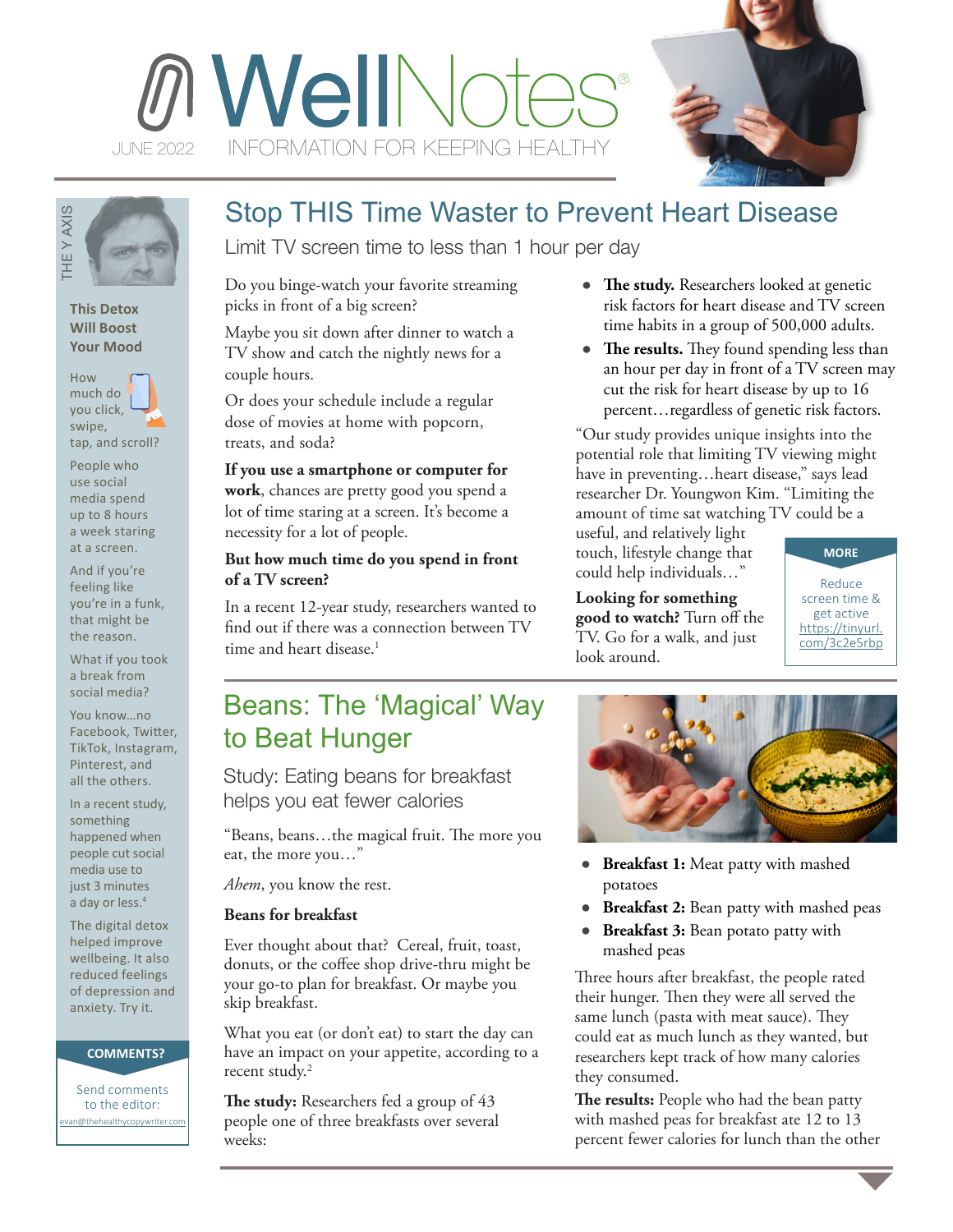# WellNotes®

JUNE 2022

INFORMATION FOR KEEPING HEALTHY

## Stop THIS Time Waster to Prevent Heart Disease

Limit TV screen time to less than 1 hour per day

Do you binge-watch your favorite streaming picks in front of a big screen?

Maybe you sit down after dinner to watch a TV show and catch the nightly news for a couple hours.

Or does your schedule include a regular dose of movies at home with popcorn, treats, and soda?

**If you use a smartphone or computer for work**, chances are pretty good you spend a lot of time staring at a screen. It's become a necessity for a lot of people.

**But how much time do you spend in front of a TV screen?**

In a recent 12-year study, researchers wanted to find out if there was a connection between TV time and heart disease.[1]

- **The study.** Researchers looked at genetic risk factors for heart disease and TV screen time habits in a group of 500,000 adults.
- **The results.** They found spending less than an hour per day in front of a TV screen may cut the risk for heart disease by up to 16 percent…regardless of genetic risk factors.

"Our study provides unique insights into the potential role that limiting TV viewing might have in preventing…heart disease," says lead researcher Dr. Youngwon Kim. "Limiting the amount of time sat watching TV could be a useful, and relatively light touch, lifestyle change that could help individuals…"

**Looking for something good to watch?** Turn off the TV. Go for a walk, and just look around.

**MORE**

Reduce screen time & get active https://tinyurl.com/3c2e5rbp

## Beans: The 'Magical' Way to Beat Hunger

Study: Eating beans for breakfast helps you eat fewer calories

"Beans, beans…the magical fruit. The more you eat, the more you…"

*Ahem*, you know the rest.

**Beans for breakfast**

Ever thought about that? Cereal, fruit, toast, donuts, or the coffee shop drive-thru might be your go-to plan for breakfast. Or maybe you skip breakfast.

What you eat (or don't eat) to start the day can have an impact on your appetite, according to a recent study.[2]

**The study:** Researchers fed a group of 43 people one of three breakfasts over several weeks:

- **Breakfast 1:** Meat patty with mashed potatoes
- **Breakfast 2:** Bean patty with mashed peas
- **Breakfast 3:** Bean potato patty with mashed peas

Three hours after breakfast, the people rated their hunger. Then they were all served the same lunch (pasta with meat sauce). They could eat as much lunch as they wanted, but researchers kept track of how many calories they consumed.

**The results:** People who had the bean patty with mashed peas for breakfast ate 12 to 13 percent fewer calories for lunch than the other

---

THE Y AXIS

**This Detox Will Boost Your Mood**

How much do you click, swipe, tap, and scroll?

People who use social media spend up to 8 hours a week staring at a screen.

And if you're feeling like you're in a funk, that might be the reason.

What if you took a break from social media?

You know…no Facebook, Twitter, TikTok, Instagram, Pinterest, and all the others.

In a recent study, something happened when people cut social media use to just 3 minutes a day or less.[4]

The digital detox helped improve wellbeing. It also reduced feelings of depression and anxiety. Try it.

**COMMENTS?**

Send comments to the editor: evan@thehealthycopywriter.com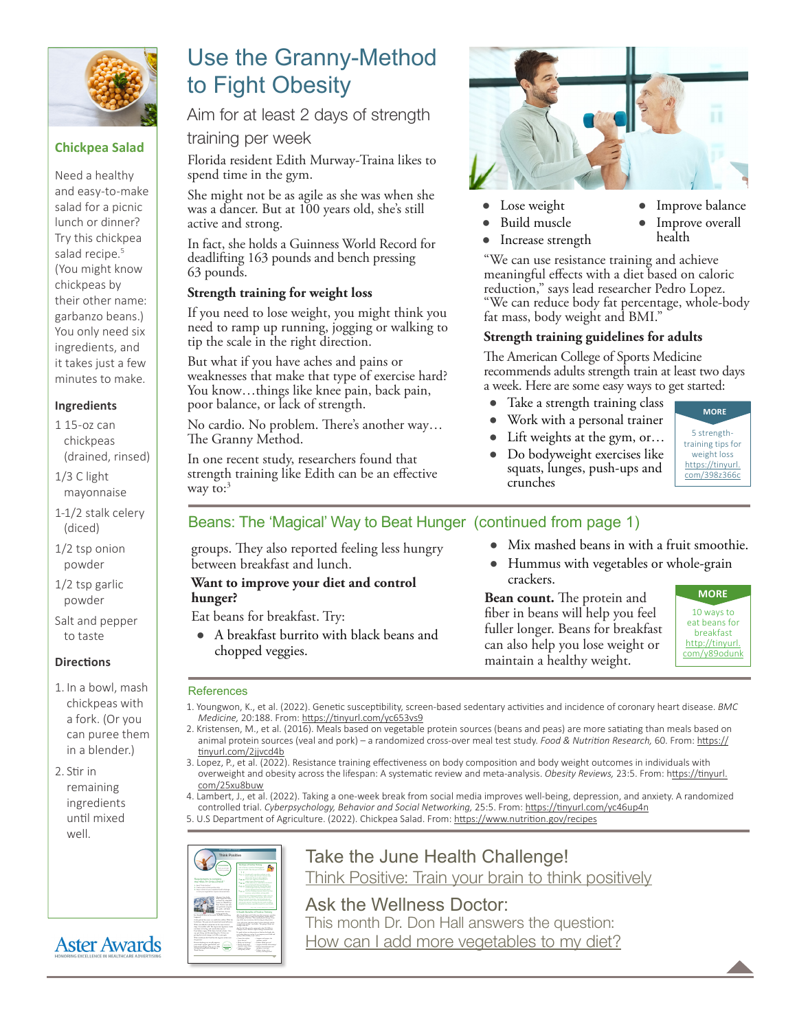# Use the Granny-Method to Fight Obesity

## Aim for at least 2 days of strength training per week

Florida resident Edith Murway-Traina likes to spend time in the gym.

She might not be as agile as she was when she was a dancer. But at 100 years old, she's still active and strong.

In fact, she holds a Guinness World Record for deadlifting 163 pounds and bench pressing 63 pounds.

**Strength training for weight loss**

If you need to lose weight, you might think you need to ramp up running, jogging or walking to tip the scale in the right direction.

But what if you have aches and pains or weaknesses that make that type of exercise hard? You know…things like knee pain, back pain, poor balance, or lack of strength.

No cardio. No problem. There's another way… The Granny Method.

In one recent study, researchers found that strength training like Edith can be an effective way to:[3]

- Lose weight
- Build muscle
- Increase strength
- Improve balance
- Improve overall health

"We can use resistance training and achieve meaningful effects with a diet based on caloric reduction," says lead researcher Pedro Lopez. "We can reduce body fat percentage, whole-body fat mass, body weight and BMI."

**Strength training guidelines for adults**

The American College of Sports Medicine recommends adults strength train at least two days a week. Here are some easy ways to get started:

- Take a strength training class
- Work with a personal trainer
- Lift weights at the gym, or…
- Do bodyweight exercises like squats, lunges, push-ups and crunches

**MORE**

5 strength-training tips for weight loss https://tinyurl.com/398z366c

## Beans: The 'Magical' Way to Beat Hunger (continued from page 1)

groups. They also reported feeling less hungry between breakfast and lunch.

**Want to improve your diet and control hunger?**

Eat beans for breakfast. Try:

- A breakfast burrito with black beans and chopped veggies.
- Mix mashed beans in with a fruit smoothie.
- Hummus with vegetables or whole-grain crackers.

**Bean count.** The protein and fiber in beans will help you feel fuller longer. Beans for breakfast can also help you lose weight or maintain a healthy weight.

**MORE**

10 ways to eat beans for breakfast http://tinyurl.com/y89odunk

## Chickpea Salad

Need a healthy and easy-to-make salad for a picnic lunch or dinner? Try this chickpea salad recipe.[5] (You might know chickpeas by their other name: garbanzo beans.) You only need six ingredients, and it takes just a few minutes to make.

**Ingredients**

- 1 15-oz can chickpeas (drained, rinsed)
- 1/3 C light mayonnaise
- 1-1/2 stalk celery (diced)
- 1/2 tsp onion powder
- 1/2 tsp garlic powder
- Salt and pepper to taste

**Directions**

1. In a bowl, mash chickpeas with a fork. (Or you can puree them in a blender.)
2. Stir in remaining ingredients until mixed well.

## References

1. Youngwon, K., et al. (2022). Genetic susceptibility, screen-based sedentary activities and incidence of coronary heart disease. *BMC Medicine,* 20:188. From: https://tinyurl.com/yc653vs9
2. Kristensen, M., et al. (2016). Meals based on vegetable protein sources (beans and peas) are more satiating than meals based on animal protein sources (veal and pork) – a randomized cross-over meal test study. *Food & Nutrition Research,* 60. From: https://tinyurl.com/2jjvcd4b
3. Lopez, P., et al. (2022). Resistance training effectiveness on body composition and body weight outcomes in individuals with overweight and obesity across the lifespan: A systematic review and meta-analysis. *Obesity Reviews,* 23:5. From: https://tinyurl.com/25xu8buw
4. Lambert, J., et al. (2022). Taking a one-week break from social media improves well-being, depression, and anxiety. A randomized controlled trial. *Cyberpsychology, Behavior and Social Networking,* 25:5. From: https://tinyurl.com/yc46up4n
5. U.S Department of Agriculture. (2022). Chickpea Salad. From: https://www.nutrition.gov/recipes

## Take the June Health Challenge!

Think Positive: Train your brain to think positively

## Ask the Wellness Doctor:

This month Dr. Don Hall answers the question:

How can I add more vegetables to my diet?

Aster Awards